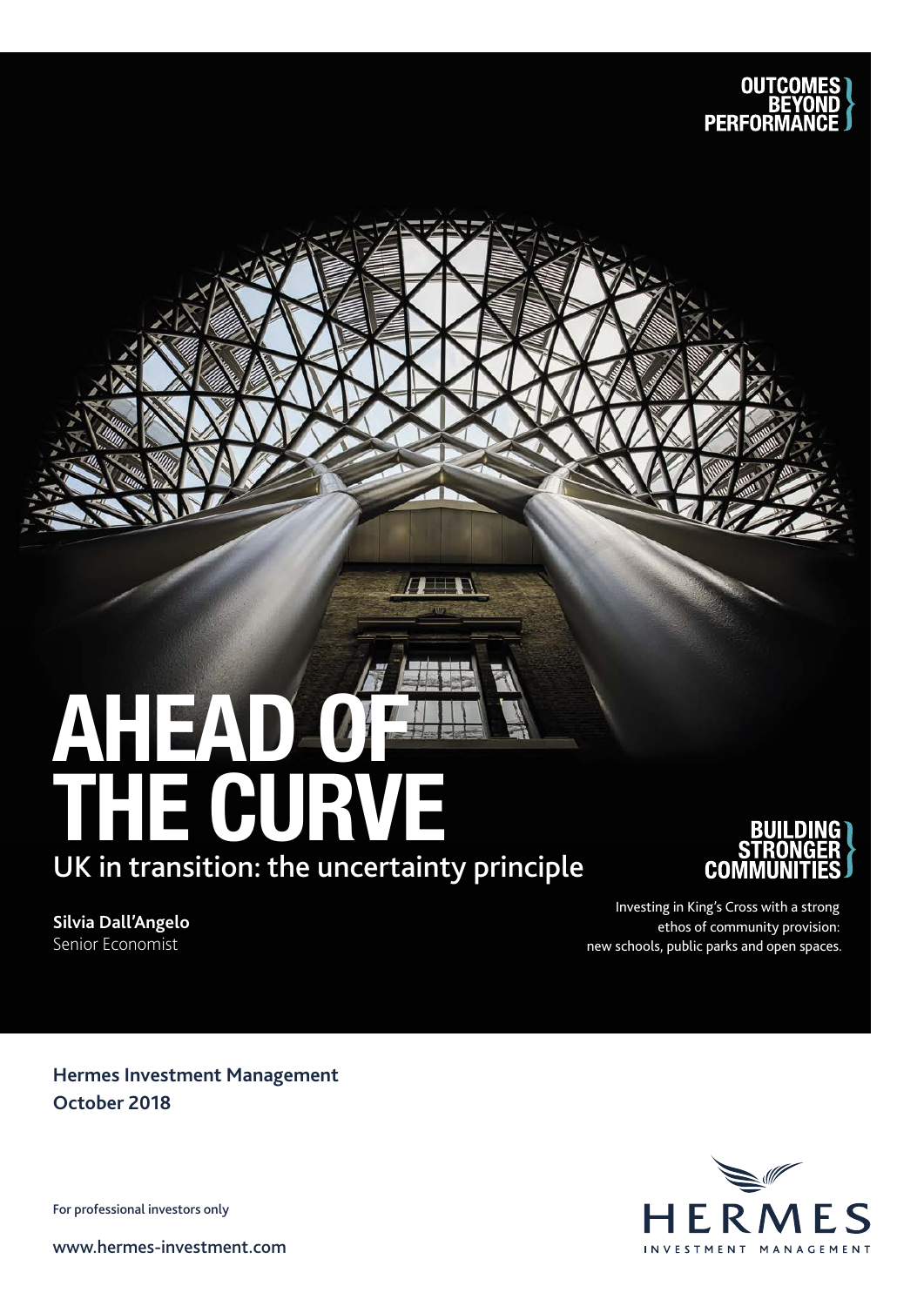OUTCOMES BEYOND PERFORMANCE

# AHEAD OF THE CURVE

## UK in transition: the uncertainty principle

**Silvia Dall'Angelo**
Senior Economist

BUILDING STRONGER COMMUNITIES

Investing in King's Cross with a strong ethos of community provision: new schools, public parks and open spaces.

**Hermes Investment Management**
**October 2018**

For professional investors only

www.hermes-investment.com

HERMES INVESTMENT MANAGEMENT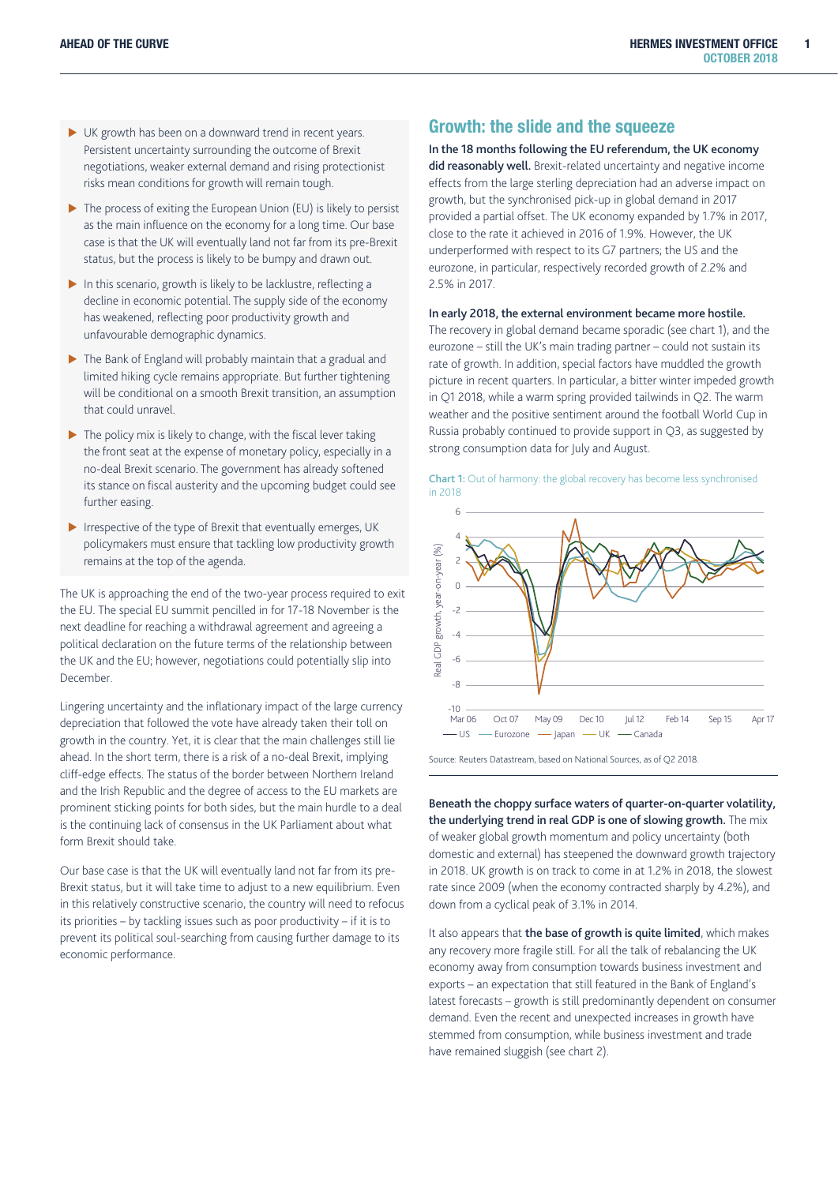- UK growth has been on a downward trend in recent years. Persistent uncertainty surrounding the outcome of Brexit negotiations, weaker external demand and rising protectionist risks mean conditions for growth will remain tough.
- The process of exiting the European Union (EU) is likely to persist as the main influence on the economy for a long time. Our base case is that the UK will eventually land not far from its pre-Brexit status, but the process is likely to be bumpy and drawn out.
- In this scenario, growth is likely to be lacklustre, reflecting a decline in economic potential. The supply side of the economy has weakened, reflecting poor productivity growth and unfavourable demographic dynamics.
- The Bank of England will probably maintain that a gradual and limited hiking cycle remains appropriate. But further tightening will be conditional on a smooth Brexit transition, an assumption that could unravel.
- The policy mix is likely to change, with the fiscal lever taking the front seat at the expense of monetary policy, especially in a no-deal Brexit scenario. The government has already softened its stance on fiscal austerity and the upcoming budget could see further easing.
- Irrespective of the type of Brexit that eventually emerges, UK policymakers must ensure that tackling low productivity growth remains at the top of the agenda.

The UK is approaching the end of the two-year process required to exit the EU. The special EU summit pencilled in for 17-18 November is the next deadline for reaching a withdrawal agreement and agreeing a political declaration on the future terms of the relationship between the UK and the EU; however, negotiations could potentially slip into December.

Lingering uncertainty and the inflationary impact of the large currency depreciation that followed the vote have already taken their toll on growth in the country. Yet, it is clear that the main challenges still lie ahead. In the short term, there is a risk of a no-deal Brexit, implying cliff-edge effects. The status of the border between Northern Ireland and the Irish Republic and the degree of access to the EU markets are prominent sticking points for both sides, but the main hurdle to a deal is the continuing lack of consensus in the UK Parliament about what form Brexit should take.

Our base case is that the UK will eventually land not far from its pre-Brexit status, but it will take time to adjust to a new equilibrium. Even in this relatively constructive scenario, the country will need to refocus its priorities – by tackling issues such as poor productivity – if it is to prevent its political soul-searching from causing further damage to its economic performance.

## Growth: the slide and the squeeze

**In the 18 months following the EU referendum, the UK economy did reasonably well.** Brexit-related uncertainty and negative income effects from the large sterling depreciation had an adverse impact on growth, but the synchronised pick-up in global demand in 2017 provided a partial offset. The UK economy expanded by 1.7% in 2017, close to the rate it achieved in 2016 of 1.9%. However, the UK underperformed with respect to its G7 partners; the US and the eurozone, in particular, respectively recorded growth of 2.2% and 2.5% in 2017.

**In early 2018, the external environment became more hostile.** The recovery in global demand became sporadic (see chart 1), and the eurozone – still the UK's main trading partner – could not sustain its rate of growth. In addition, special factors have muddled the growth picture in recent quarters. In particular, a bitter winter impeded growth in Q1 2018, while a warm spring provided tailwinds in Q2. The warm weather and the positive sentiment around the football World Cup in Russia probably continued to provide support in Q3, as suggested by strong consumption data for July and August.

**Chart 1:** Out of harmony: the global recovery has become less synchronised in 2018

Source: Reuters Datastream, based on National Sources, as of Q2 2018.

**Beneath the choppy surface waters of quarter-on-quarter volatility, the underlying trend in real GDP is one of slowing growth.** The mix of weaker global growth momentum and policy uncertainty (both domestic and external) has steepened the downward growth trajectory in 2018. UK growth is on track to come in at 1.2% in 2018, the slowest rate since 2009 (when the economy contracted sharply by 4.2%), and down from a cyclical peak of 3.1% in 2014.

It also appears that **the base of growth is quite limited**, which makes any recovery more fragile still. For all the talk of rebalancing the UK economy away from consumption towards business investment and exports – an expectation that still featured in the Bank of England's latest forecasts – growth is still predominantly dependent on consumer demand. Even the recent and unexpected increases in growth have stemmed from consumption, while business investment and trade have remained sluggish (see chart 2).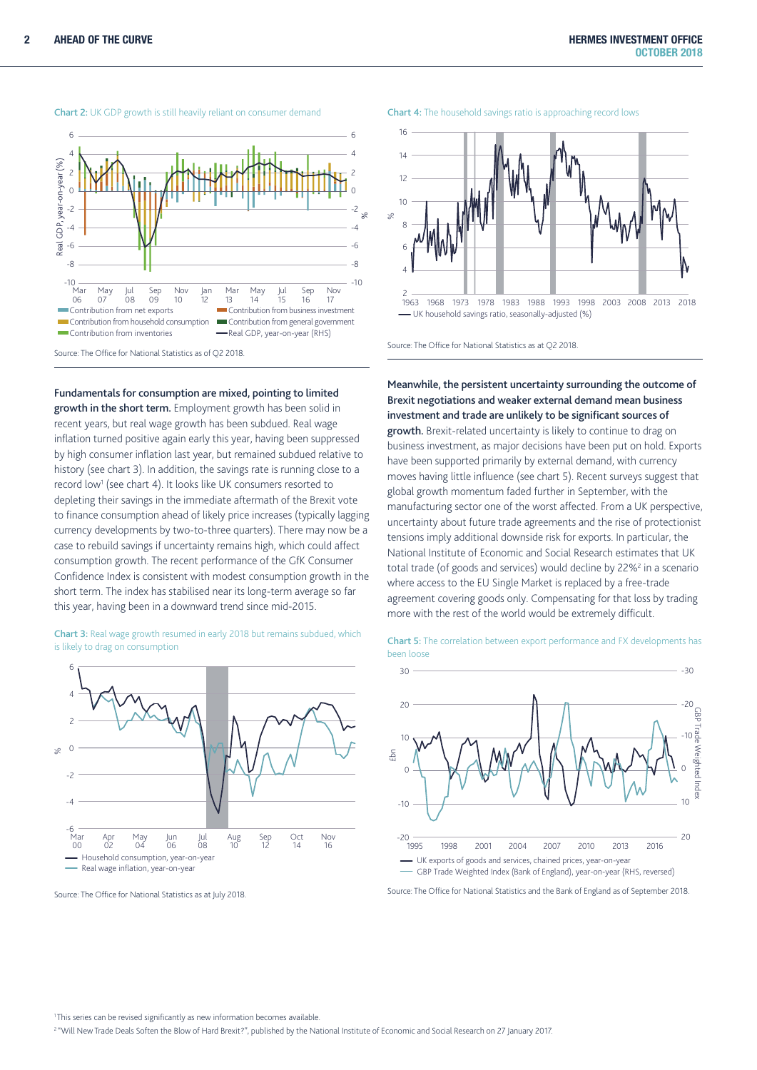**Chart 2:** UK GDP growth is still heavily reliant on consumer demand

Source: The Office for National Statistics as of Q2 2018.

**Fundamentals for consumption are mixed, pointing to limited growth in the short term.** Employment growth has been solid in recent years, but real wage growth has been subdued. Real wage inflation turned positive again early this year, having been suppressed by high consumer inflation last year, but remained subdued relative to history (see chart 3). In addition, the savings rate is running close to a record low[1] (see chart 4). It looks like UK consumers resorted to depleting their savings in the immediate aftermath of the Brexit vote to finance consumption ahead of likely price increases (typically lagging currency developments by two-to-three quarters). There may now be a case to rebuild savings if uncertainty remains high, which could affect consumption growth. The recent performance of the GfK Consumer Confidence Index is consistent with modest consumption growth in the short term. The index has stabilised near its long-term average so far this year, having been in a downward trend since mid-2015.

**Chart 3:** Real wage growth resumed in early 2018 but remains subdued, which is likely to drag on consumption

Source: The Office for National Statistics as at July 2018.

**Chart 4:** The household savings ratio is approaching record lows

Source: The Office for National Statistics as at Q2 2018.

**Meanwhile, the persistent uncertainty surrounding the outcome of Brexit negotiations and weaker external demand mean business investment and trade are unlikely to be significant sources of growth.** Brexit-related uncertainty is likely to continue to drag on business investment, as major decisions have been put on hold. Exports have been supported primarily by external demand, with currency moves having little influence (see chart 5). Recent surveys suggest that global growth momentum faded further in September, with the manufacturing sector one of the worst affected. From a UK perspective, uncertainty about future trade agreements and the rise of protectionist tensions imply additional downside risk for exports. In particular, the National Institute of Economic and Social Research estimates that UK total trade (of goods and services) would decline by 22%[2] in a scenario where access to the EU Single Market is replaced by a free-trade agreement covering goods only. Compensating for that loss by trading more with the rest of the world would be extremely difficult.

**Chart 5:** The correlation between export performance and FX developments has been loose

Source: The Office for National Statistics and the Bank of England as of September 2018.

[1] This series can be revised significantly as new information becomes available.

[2] "Will New Trade Deals Soften the Blow of Hard Brexit?", published by the National Institute of Economic and Social Research on 27 January 2017.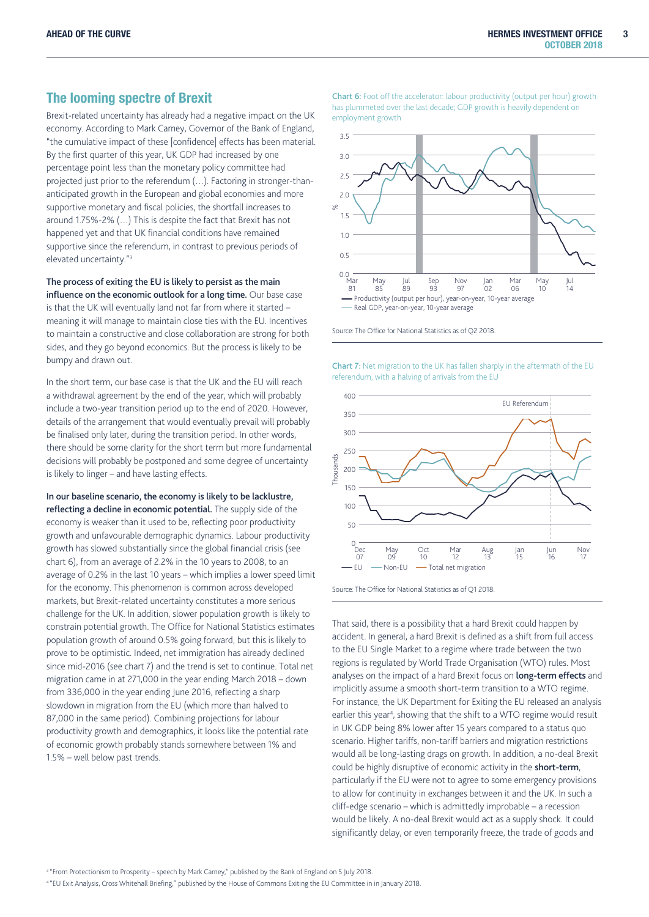## The looming spectre of Brexit

Brexit-related uncertainty has already had a negative impact on the UK economy. According to Mark Carney, Governor of the Bank of England, "the cumulative impact of these [confidence] effects has been material. By the first quarter of this year, UK GDP had increased by one percentage point less than the monetary policy committee had projected just prior to the referendum (…). Factoring in stronger-than-anticipated growth in the European and global economies and more supportive monetary and fiscal policies, the shortfall increases to around 1.75%-2% (…) This is despite the fact that Brexit has not happened yet and that UK financial conditions have remained supportive since the referendum, in contrast to previous periods of elevated uncertainty."[3]

**The process of exiting the EU is likely to persist as the main influence on the economic outlook for a long time.** Our base case is that the UK will eventually land not far from where it started – meaning it will manage to maintain close ties with the EU. Incentives to maintain a constructive and close collaboration are strong for both sides, and they go beyond economics. But the process is likely to be bumpy and drawn out.

In the short term, our base case is that the UK and the EU will reach a withdrawal agreement by the end of the year, which will probably include a two-year transition period up to the end of 2020. However, details of the arrangement that would eventually prevail will probably be finalised only later, during the transition period. In other words, there should be some clarity for the short term but more fundamental decisions will probably be postponed and some degree of uncertainty is likely to linger – and have lasting effects.

**In our baseline scenario, the economy is likely to be lacklustre, reflecting a decline in economic potential.** The supply side of the economy is weaker than it used to be, reflecting poor productivity growth and unfavourable demographic dynamics. Labour productivity growth has slowed substantially since the global financial crisis (see chart 6), from an average of 2.2% in the 10 years to 2008, to an average of 0.2% in the last 10 years – which implies a lower speed limit for the economy. This phenomenon is common across developed markets, but Brexit-related uncertainty constitutes a more serious challenge for the UK. In addition, slower population growth is likely to constrain potential growth. The Office for National Statistics estimates population growth of around 0.5% going forward, but this is likely to prove to be optimistic. Indeed, net immigration has already declined since mid-2016 (see chart 7) and the trend is set to continue. Total net migration came in at 271,000 in the year ending March 2018 – down from 336,000 in the year ending June 2016, reflecting a sharp slowdown in migration from the EU (which more than halved to 87,000 in the same period). Combining projections for labour productivity growth and demographics, it looks like the potential rate of economic growth probably stands somewhere between 1% and 1.5% – well below past trends.

**Chart 6:** Foot off the accelerator: labour productivity (output per hour) growth has plummeted over the last decade; GDP growth is heavily dependent on employment growth

Source: The Office for National Statistics as of Q2 2018.

**Chart 7:** Net migration to the UK has fallen sharply in the aftermath of the EU referendum, with a halving of arrivals from the EU

Source: The Office for National Statistics as of Q1 2018.

That said, there is a possibility that a hard Brexit could happen by accident. In general, a hard Brexit is defined as a shift from full access to the EU Single Market to a regime where trade between the two regions is regulated by World Trade Organisation (WTO) rules. Most analyses on the impact of a hard Brexit focus on **long-term effects** and implicitly assume a smooth short-term transition to a WTO regime. For instance, the UK Department for Exiting the EU released an analysis earlier this year[4], showing that the shift to a WTO regime would result in UK GDP being 8% lower after 15 years compared to a status quo scenario. Higher tariffs, non-tariff barriers and migration restrictions would all be long-lasting drags on growth. In addition, a no-deal Brexit could be highly disruptive of economic activity in the **short-term**, particularly if the EU were not to agree to some emergency provisions to allow for continuity in exchanges between it and the UK. In such a cliff-edge scenario – which is admittedly improbable – a recession would be likely. A no-deal Brexit would act as a supply shock. It could significantly delay, or even temporarily freeze, the trade of goods and

[3] "From Protectionism to Prosperity – speech by Mark Carney," published by the Bank of England on 5 July 2018.

[4] "EU Exit Analysis, Cross Whitehall Briefing," published by the House of Commons Exiting the EU Committee in in January 2018.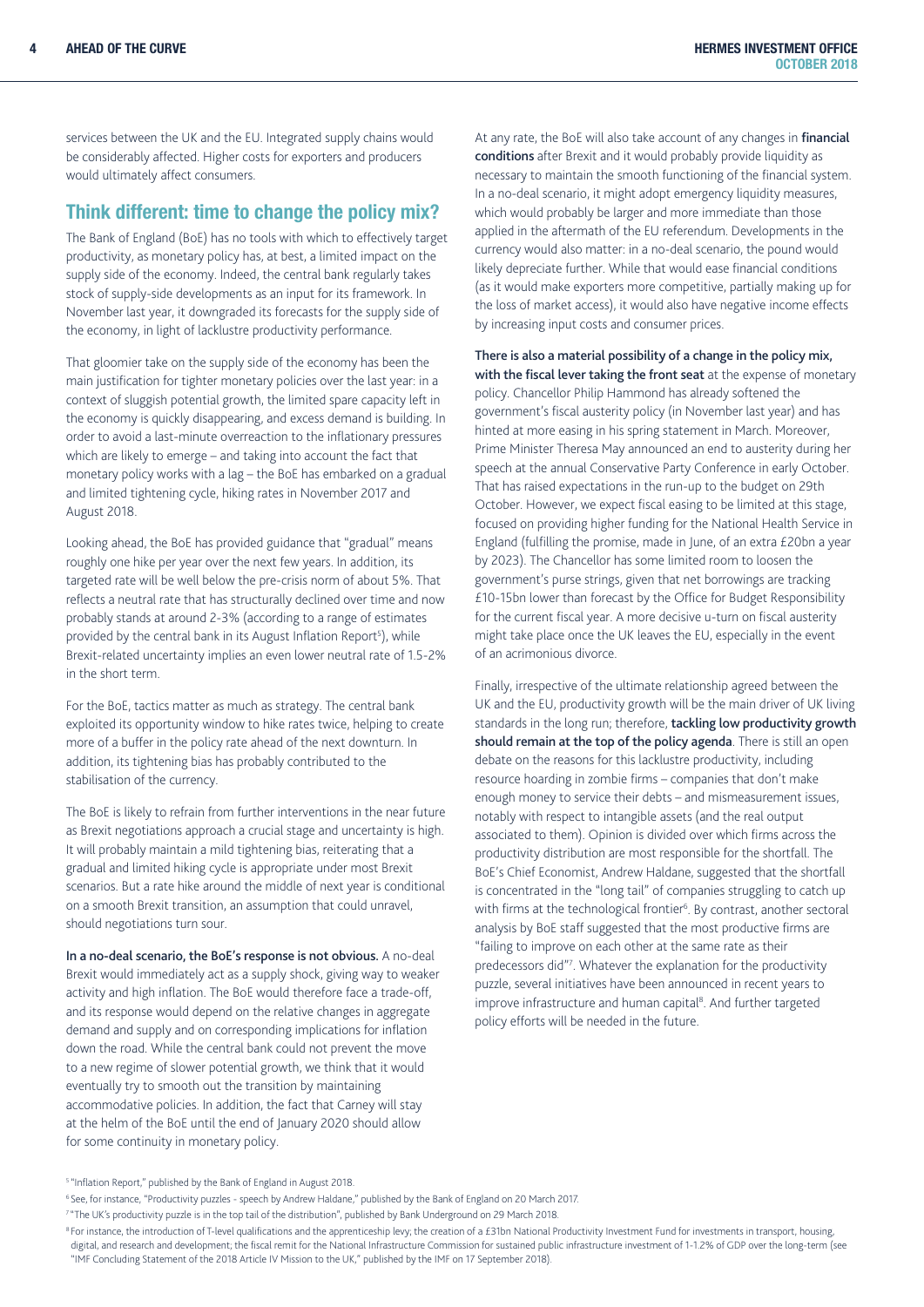services between the UK and the EU. Integrated supply chains would be considerably affected. Higher costs for exporters and producers would ultimately affect consumers.

## Think different: time to change the policy mix?

The Bank of England (BoE) has no tools with which to effectively target productivity, as monetary policy has, at best, a limited impact on the supply side of the economy. Indeed, the central bank regularly takes stock of supply-side developments as an input for its framework. In November last year, it downgraded its forecasts for the supply side of the economy, in light of lacklustre productivity performance.

That gloomier take on the supply side of the economy has been the main justification for tighter monetary policies over the last year: in a context of sluggish potential growth, the limited spare capacity left in the economy is quickly disappearing, and excess demand is building. In order to avoid a last-minute overreaction to the inflationary pressures which are likely to emerge – and taking into account the fact that monetary policy works with a lag – the BoE has embarked on a gradual and limited tightening cycle, hiking rates in November 2017 and August 2018.

Looking ahead, the BoE has provided guidance that "gradual" means roughly one hike per year over the next few years. In addition, its targeted rate will be well below the pre-crisis norm of about 5%. That reflects a neutral rate that has structurally declined over time and now probably stands at around 2-3% (according to a range of estimates provided by the central bank in its August Inflation Report[5]), while Brexit-related uncertainty implies an even lower neutral rate of 1.5-2% in the short term.

For the BoE, tactics matter as much as strategy. The central bank exploited its opportunity window to hike rates twice, helping to create more of a buffer in the policy rate ahead of the next downturn. In addition, its tightening bias has probably contributed to the stabilisation of the currency.

The BoE is likely to refrain from further interventions in the near future as Brexit negotiations approach a crucial stage and uncertainty is high. It will probably maintain a mild tightening bias, reiterating that a gradual and limited hiking cycle is appropriate under most Brexit scenarios. But a rate hike around the middle of next year is conditional on a smooth Brexit transition, an assumption that could unravel, should negotiations turn sour.

**In a no-deal scenario, the BoE's response is not obvious.** A no-deal Brexit would immediately act as a supply shock, giving way to weaker activity and high inflation. The BoE would therefore face a trade-off, and its response would depend on the relative changes in aggregate demand and supply and on corresponding implications for inflation down the road. While the central bank could not prevent the move to a new regime of slower potential growth, we think that it would eventually try to smooth out the transition by maintaining accommodative policies. In addition, the fact that Carney will stay at the helm of the BoE until the end of January 2020 should allow for some continuity in monetary policy.

At any rate, the BoE will also take account of any changes in **financial conditions** after Brexit and it would probably provide liquidity as necessary to maintain the smooth functioning of the financial system. In a no-deal scenario, it might adopt emergency liquidity measures, which would probably be larger and more immediate than those applied in the aftermath of the EU referendum. Developments in the currency would also matter: in a no-deal scenario, the pound would likely depreciate further. While that would ease financial conditions (as it would make exporters more competitive, partially making up for the loss of market access), it would also have negative income effects by increasing input costs and consumer prices.

**There is also a material possibility of a change in the policy mix, with the fiscal lever taking the front seat** at the expense of monetary policy. Chancellor Philip Hammond has already softened the government's fiscal austerity policy (in November last year) and has hinted at more easing in his spring statement in March. Moreover, Prime Minister Theresa May announced an end to austerity during her speech at the annual Conservative Party Conference in early October. That has raised expectations in the run-up to the budget on 29th October. However, we expect fiscal easing to be limited at this stage, focused on providing higher funding for the National Health Service in England (fulfilling the promise, made in June, of an extra £20bn a year by 2023). The Chancellor has some limited room to loosen the government's purse strings, given that net borrowings are tracking £10-15bn lower than forecast by the Office for Budget Responsibility for the current fiscal year. A more decisive u-turn on fiscal austerity might take place once the UK leaves the EU, especially in the event of an acrimonious divorce.

Finally, irrespective of the ultimate relationship agreed between the UK and the EU, productivity growth will be the main driver of UK living standards in the long run; therefore, **tackling low productivity growth should remain at the top of the policy agenda**. There is still an open debate on the reasons for this lacklustre productivity, including resource hoarding in zombie firms – companies that don't make enough money to service their debts – and mismeasurement issues, notably with respect to intangible assets (and the real output associated to them). Opinion is divided over which firms across the productivity distribution are most responsible for the shortfall. The BoE's Chief Economist, Andrew Haldane, suggested that the shortfall is concentrated in the "long tail" of companies struggling to catch up with firms at the technological frontier[6]. By contrast, another sectoral analysis by BoE staff suggested that the most productive firms are "failing to improve on each other at the same rate as their predecessors did"[7]. Whatever the explanation for the productivity puzzle, several initiatives have been announced in recent years to improve infrastructure and human capital[8]. And further targeted policy efforts will be needed in the future.

---

[5] "Inflation Report," published by the Bank of England in August 2018.

[6] See, for instance, "Productivity puzzles - speech by Andrew Haldane," published by the Bank of England on 20 March 2017.

[7] "The UK's productivity puzzle is in the top tail of the distribution", published by Bank Underground on 29 March 2018.

[8] For instance, the introduction of T-level qualifications and the apprenticeship levy; the creation of a £31bn National Productivity Investment Fund for investments in transport, housing, digital, and research and development; the fiscal remit for the National Infrastructure Commission for sustained public infrastructure investment of 1-1.2% of GDP over the long-term (see "IMF Concluding Statement of the 2018 Article IV Mission to the UK," published by the IMF on 17 September 2018).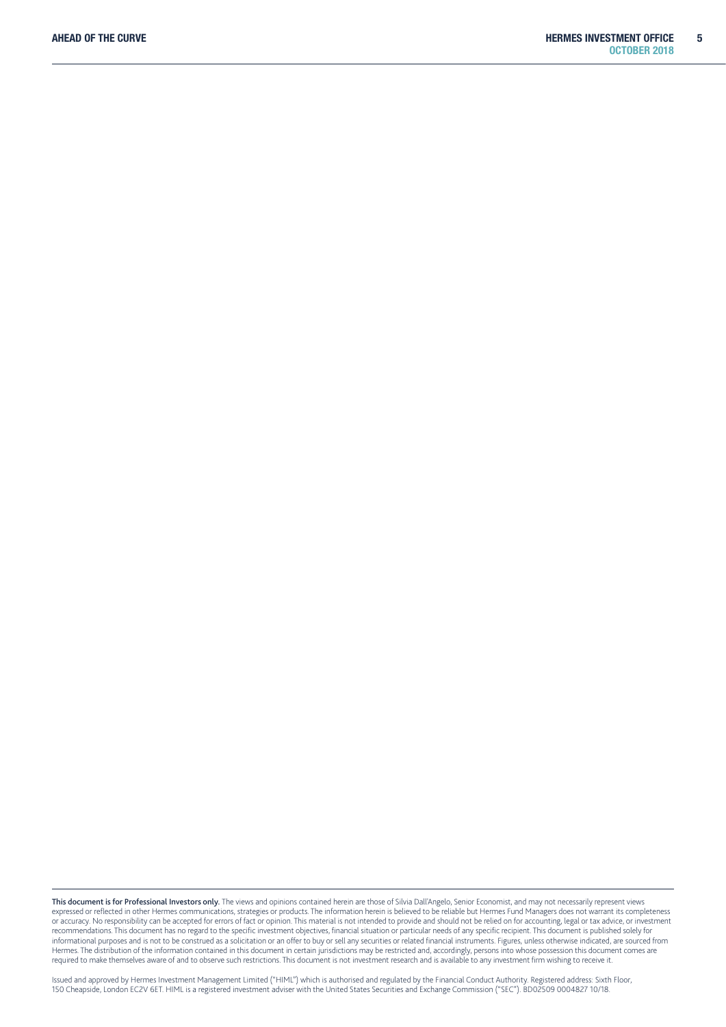**This document is for Professional Investors only.** The views and opinions contained herein are those of Silvia Dall'Angelo, Senior Economist, and may not necessarily represent views expressed or reflected in other Hermes communications, strategies or products. The information herein is believed to be reliable but Hermes Fund Managers does not warrant its completeness or accuracy. No responsibility can be accepted for errors of fact or opinion. This material is not intended to provide and should not be relied on for accounting, legal or tax advice, or investment recommendations. This document has no regard to the specific investment objectives, financial situation or particular needs of any specific recipient. This document is published solely for informational purposes and is not to be construed as a solicitation or an offer to buy or sell any securities or related financial instruments. Figures, unless otherwise indicated, are sourced from Hermes. The distribution of the information contained in this document in certain jurisdictions may be restricted and, accordingly, persons into whose possession this document comes are required to make themselves aware of and to observe such restrictions. This document is not investment research and is available to any investment firm wishing to receive it.

Issued and approved by Hermes Investment Management Limited ("HIML") which is authorised and regulated by the Financial Conduct Authority. Registered address: Sixth Floor, 150 Cheapside, London EC2V 6ET. HIML is a registered investment adviser with the United States Securities and Exchange Commission ("SEC"). BD02509 0004827 10/18.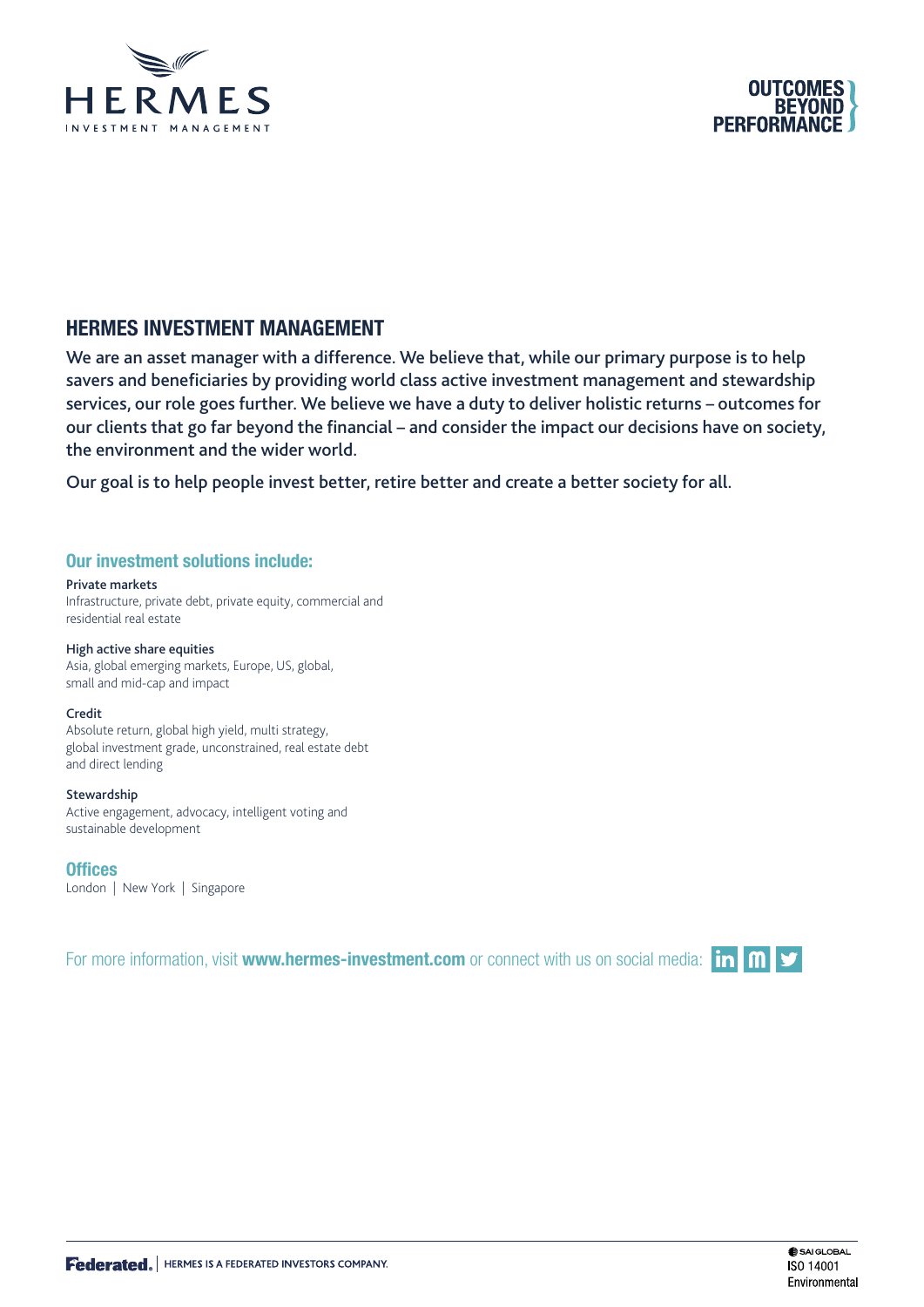HERMES INVESTMENT MANAGEMENT

OUTCOMES BEYOND PERFORMANCE

## HERMES INVESTMENT MANAGEMENT

We are an asset manager with a difference. We believe that, while our primary purpose is to help savers and beneficiaries by providing world class active investment management and stewardship services, our role goes further. We believe we have a duty to deliver holistic returns – outcomes for our clients that go far beyond the financial – and consider the impact our decisions have on society, the environment and the wider world.

Our goal is to help people invest better, retire better and create a better society for all.

### Our investment solutions include:

**Private markets**
Infrastructure, private debt, private equity, commercial and residential real estate

**High active share equities**
Asia, global emerging markets, Europe, US, global, small and mid-cap and impact

**Credit**
Absolute return, global high yield, multi strategy, global investment grade, unconstrained, real estate debt and direct lending

**Stewardship**
Active engagement, advocacy, intelligent voting and sustainable development

### Offices

London | New York | Singapore

For more information, visit **www.hermes-investment.com** or connect with us on social media:

Federated. | HERMES IS A FEDERATED INVESTORS COMPANY.

SAI GLOBAL ISO 14001 Environmental